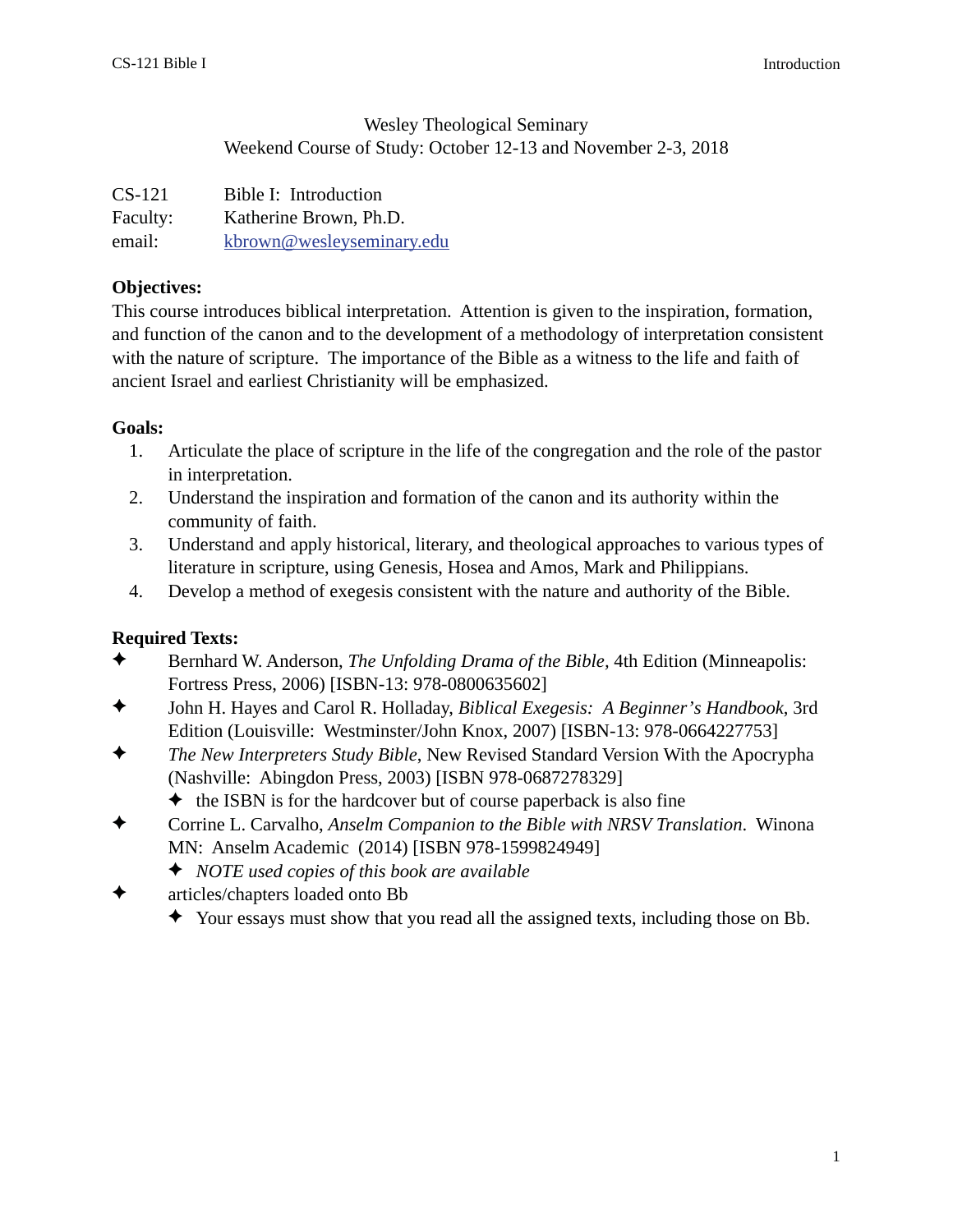Wesley Theological Seminary
Weekend Course of Study: October 12-13 and November 2-3, 2018

CS-121 Bible I: Introduction
Faculty: Katherine Brown, Ph.D.
email: [kbrown@wesleyseminary.edu](mailto:kbrown@wesleyseminary.edu)

**Objectives:**

This course introduces biblical interpretation. Attention is given to the inspiration, formation, and function of the canon and to the development of a methodology of interpretation consistent with the nature of scripture. The importance of the Bible as a witness to the life and faith of ancient Israel and earliest Christianity will be emphasized.

**Goals:**

1. Articulate the place of scripture in the life of the congregation and the role of the pastor in interpretation.
2. Understand the inspiration and formation of the canon and its authority within the community of faith.
3. Understand and apply historical, literary, and theological approaches to various types of literature in scripture, using Genesis, Hosea and Amos, Mark and Philippians.
4. Develop a method of exegesis consistent with the nature and authority of the Bible.

**Required Texts:**

- Bernhard W. Anderson, *The Unfolding Drama of the Bible,* 4th Edition (Minneapolis: Fortress Press, 2006) [ISBN-13: 978-0800635602]
- John H. Hayes and Carol R. Holladay, *Biblical Exegesis: A Beginner's Handbook*, 3rd Edition (Louisville: Westminster/John Knox, 2007) [ISBN-13: 978-0664227753]
- *The New Interpreters Study Bible*, New Revised Standard Version With the Apocrypha (Nashville: Abingdon Press, 2003) [ISBN 978-0687278329]
  - the ISBN is for the hardcover but of course paperback is also fine
- Corrine L. Carvalho, *Anselm Companion to the Bible with NRSV Translation*. Winona MN: Anselm Academic (2014) [ISBN 978-1599824949]
  - *NOTE used copies of this book are available*
- articles/chapters loaded onto Bb
  - Your essays must show that you read all the assigned texts, including those on Bb.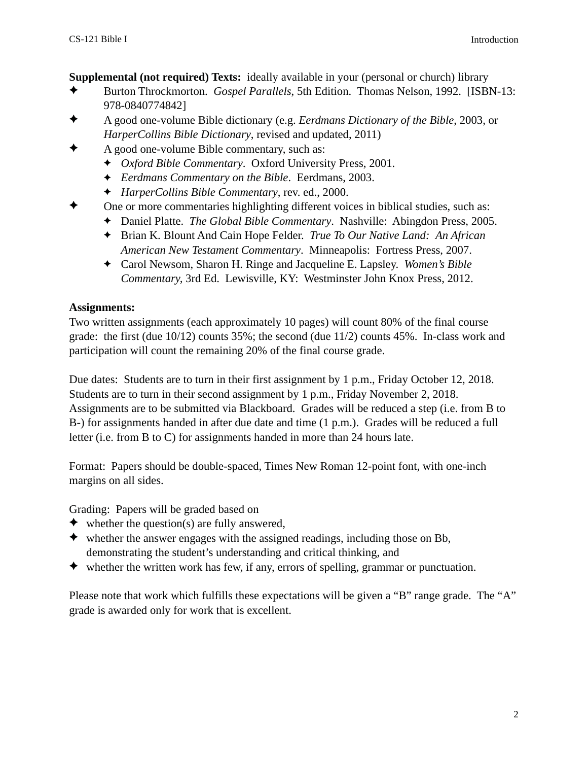**Supplemental (not required) Texts:** ideally available in your (personal or church) library

- Burton Throckmorton. *Gospel Parallels*, 5th Edition. Thomas Nelson, 1992. [ISBN-13: 978-0840774842]
- A good one-volume Bible dictionary (e.g. *Eerdmans Dictionary of the Bible*, 2003, or *HarperCollins Bible Dictionary*, revised and updated, 2011)
- A good one-volume Bible commentary, such as:
  - *Oxford Bible Commentary*. Oxford University Press, 2001.
  - *Eerdmans Commentary on the Bible*. Eerdmans, 2003.
  - *HarperCollins Bible Commentary*, rev. ed., 2000.
- One or more commentaries highlighting different voices in biblical studies, such as:
  - Daniel Platte. *The Global Bible Commentary*. Nashville: Abingdon Press, 2005.
  - Brian K. Blount And Cain Hope Felder. *True To Our Native Land: An African American New Testament Commentary*. Minneapolis: Fortress Press, 2007.
  - Carol Newsom, Sharon H. Ringe and Jacqueline E. Lapsley. *Women's Bible Commentary*, 3rd Ed. Lewisville, KY: Westminster John Knox Press, 2012.

**Assignments:**

Two written assignments (each approximately 10 pages) will count 80% of the final course grade: the first (due 10/12) counts 35%; the second (due 11/2) counts 45%. In-class work and participation will count the remaining 20% of the final course grade.

Due dates: Students are to turn in their first assignment by 1 p.m., Friday October 12, 2018. Students are to turn in their second assignment by 1 p.m., Friday November 2, 2018. Assignments are to be submitted via Blackboard. Grades will be reduced a step (i.e. from B to B-) for assignments handed in after due date and time (1 p.m.). Grades will be reduced a full letter (i.e. from B to C) for assignments handed in more than 24 hours late.

Format: Papers should be double-spaced, Times New Roman 12-point font, with one-inch margins on all sides.

Grading: Papers will be graded based on

- whether the question(s) are fully answered,
- whether the answer engages with the assigned readings, including those on Bb, demonstrating the student's understanding and critical thinking, and
- whether the written work has few, if any, errors of spelling, grammar or punctuation.

Please note that work which fulfills these expectations will be given a "B" range grade. The "A" grade is awarded only for work that is excellent.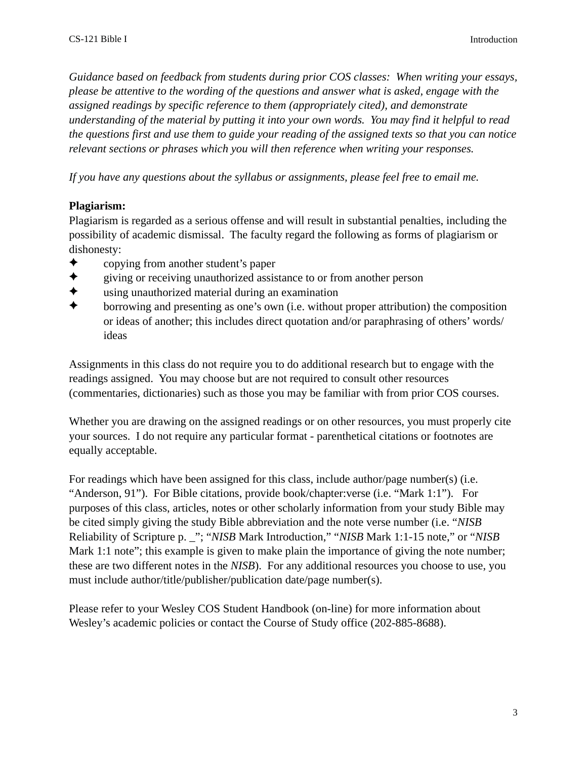*Guidance based on feedback from students during prior COS classes: When writing your essays, please be attentive to the wording of the questions and answer what is asked, engage with the assigned readings by specific reference to them (appropriately cited), and demonstrate understanding of the material by putting it into your own words. You may find it helpful to read the questions first and use them to guide your reading of the assigned texts so that you can notice relevant sections or phrases which you will then reference when writing your responses.*

*If you have any questions about the syllabus or assignments, please feel free to email me.*

**Plagiarism:**

Plagiarism is regarded as a serious offense and will result in substantial penalties, including the possibility of academic dismissal. The faculty regard the following as forms of plagiarism or dishonesty:

- copying from another student's paper
- giving or receiving unauthorized assistance to or from another person
- using unauthorized material during an examination
- borrowing and presenting as one's own (i.e. without proper attribution) the composition or ideas of another; this includes direct quotation and/or paraphrasing of others' words/ ideas

Assignments in this class do not require you to do additional research but to engage with the readings assigned. You may choose but are not required to consult other resources (commentaries, dictionaries) such as those you may be familiar with from prior COS courses.

Whether you are drawing on the assigned readings or on other resources, you must properly cite your sources. I do not require any particular format - parenthetical citations or footnotes are equally acceptable.

For readings which have been assigned for this class, include author/page number(s) (i.e. "Anderson, 91"). For Bible citations, provide book/chapter:verse (i.e. "Mark 1:1"). For purposes of this class, articles, notes or other scholarly information from your study Bible may be cited simply giving the study Bible abbreviation and the note verse number (i.e. "*NISB* Reliability of Scripture p. _"; "*NISB* Mark Introduction," "*NISB* Mark 1:1-15 note," or "*NISB* Mark 1:1 note"; this example is given to make plain the importance of giving the note number; these are two different notes in the *NISB*). For any additional resources you choose to use, you must include author/title/publisher/publication date/page number(s).

Please refer to your Wesley COS Student Handbook (on-line) for more information about Wesley's academic policies or contact the Course of Study office (202-885-8688).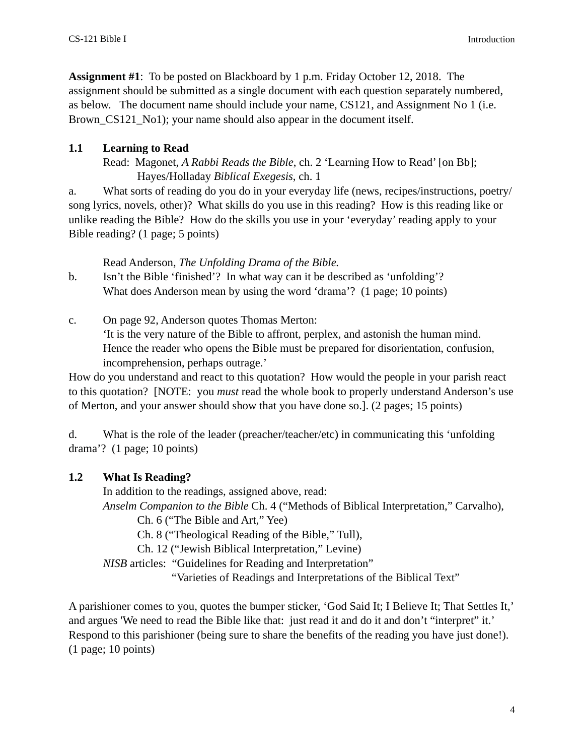**Assignment #1**: To be posted on Blackboard by 1 p.m. Friday October 12, 2018. The assignment should be submitted as a single document with each question separately numbered, as below. The document name should include your name, CS121, and Assignment No 1 (i.e. Brown_CS121_No1); your name should also appear in the document itself.

## 1.1 Learning to Read

Read: Magonet, *A Rabbi Reads the Bible*, ch. 2 'Learning How to Read' [on Bb];
Hayes/Holladay *Biblical Exegesis*, ch. 1

a. What sorts of reading do you do in your everyday life (news, recipes/instructions, poetry/ song lyrics, novels, other)? What skills do you use in this reading? How is this reading like or unlike reading the Bible? How do the skills you use in your 'everyday' reading apply to your Bible reading? (1 page; 5 points)

Read Anderson, *The Unfolding Drama of the Bible.*

b. Isn't the Bible 'finished'? In what way can it be described as 'unfolding'? What does Anderson mean by using the word 'drama'? (1 page; 10 points)

c. On page 92, Anderson quotes Thomas Merton:
'It is the very nature of the Bible to affront, perplex, and astonish the human mind. Hence the reader who opens the Bible must be prepared for disorientation, confusion, incomprehension, perhaps outrage.'

How do you understand and react to this quotation? How would the people in your parish react to this quotation? [NOTE: you *must* read the whole book to properly understand Anderson's use of Merton, and your answer should show that you have done so.]. (2 pages; 15 points)

d. What is the role of the leader (preacher/teacher/etc) in communicating this 'unfolding drama'? (1 page; 10 points)

## 1.2 What Is Reading?

In addition to the readings, assigned above, read:
*Anselm Companion to the Bible* Ch. 4 ("Methods of Biblical Interpretation," Carvalho),
Ch. 6 ("The Bible and Art," Yee)
Ch. 8 ("Theological Reading of the Bible," Tull),
Ch. 12 ("Jewish Biblical Interpretation," Levine)
*NISB* articles: "Guidelines for Reading and Interpretation"
"Varieties of Readings and Interpretations of the Biblical Text"

A parishioner comes to you, quotes the bumper sticker, 'God Said It; I Believe It; That Settles It,' and argues 'We need to read the Bible like that: just read it and do it and don't "interpret" it.' Respond to this parishioner (being sure to share the benefits of the reading you have just done!). (1 page; 10 points)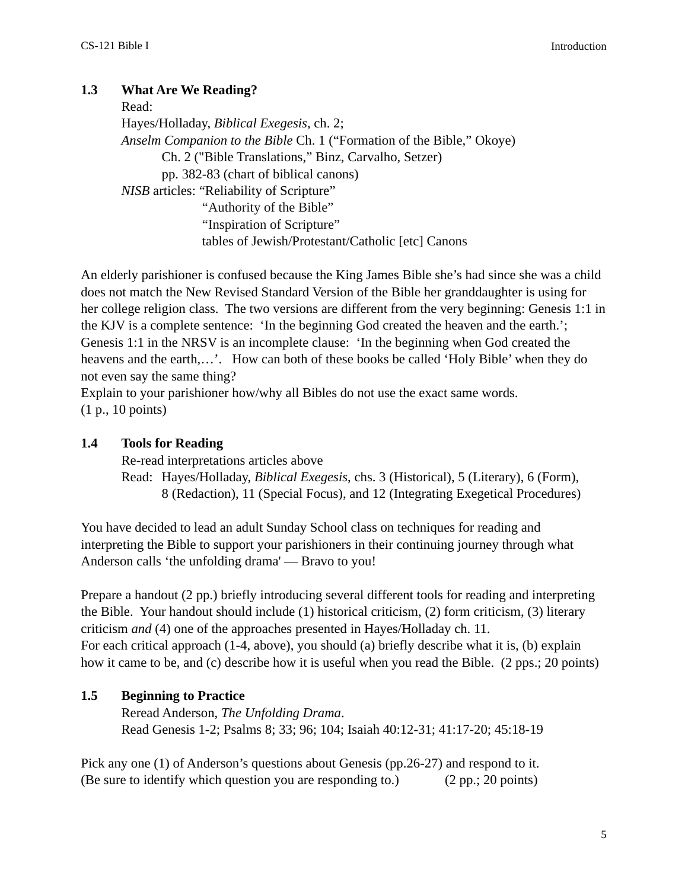## 1.3 What Are We Reading?

Read:
Hayes/Holladay, *Biblical Exegesis*, ch. 2;
*Anselm Companion to the Bible* Ch. 1 (“Formation of the Bible,” Okoye)
Ch. 2 ("Bible Translations,” Binz, Carvalho, Setzer)
pp. 382-83 (chart of biblical canons)
*NISB* articles: “Reliability of Scripture”
“Authority of the Bible”
“Inspiration of Scripture”
tables of Jewish/Protestant/Catholic [etc] Canons

An elderly parishioner is confused because the King James Bible she’s had since she was a child does not match the New Revised Standard Version of the Bible her granddaughter is using for her college religion class. The two versions are different from the very beginning: Genesis 1:1 in the KJV is a complete sentence: ‘In the beginning God created the heaven and the earth.’; Genesis 1:1 in the NRSV is an incomplete clause: ‘In the beginning when God created the heavens and the earth,…’. How can both of these books be called ‘Holy Bible’ when they do not even say the same thing?
Explain to your parishioner how/why all Bibles do not use the exact same words.
(1 p., 10 points)

## 1.4 Tools for Reading

Re-read interpretations articles above
Read: Hayes/Holladay, *Biblical Exegesis*, chs. 3 (Historical), 5 (Literary), 6 (Form), 8 (Redaction), 11 (Special Focus), and 12 (Integrating Exegetical Procedures)

You have decided to lead an adult Sunday School class on techniques for reading and interpreting the Bible to support your parishioners in their continuing journey through what Anderson calls ‘the unfolding drama' — Bravo to you!

Prepare a handout (2 pp.) briefly introducing several different tools for reading and interpreting the Bible. Your handout should include (1) historical criticism, (2) form criticism, (3) literary criticism *and* (4) one of the approaches presented in Hayes/Holladay ch. 11.
For each critical approach (1-4, above), you should (a) briefly describe what it is, (b) explain how it came to be, and (c) describe how it is useful when you read the Bible. (2 pps.; 20 points)

## 1.5 Beginning to Practice

Reread Anderson, *The Unfolding Drama*.
Read Genesis 1-2; Psalms 8; 33; 96; 104; Isaiah 40:12-31; 41:17-20; 45:18-19

Pick any one (1) of Anderson’s questions about Genesis (pp.26-27) and respond to it.
(Be sure to identify which question you are responding to.) (2 pp.; 20 points)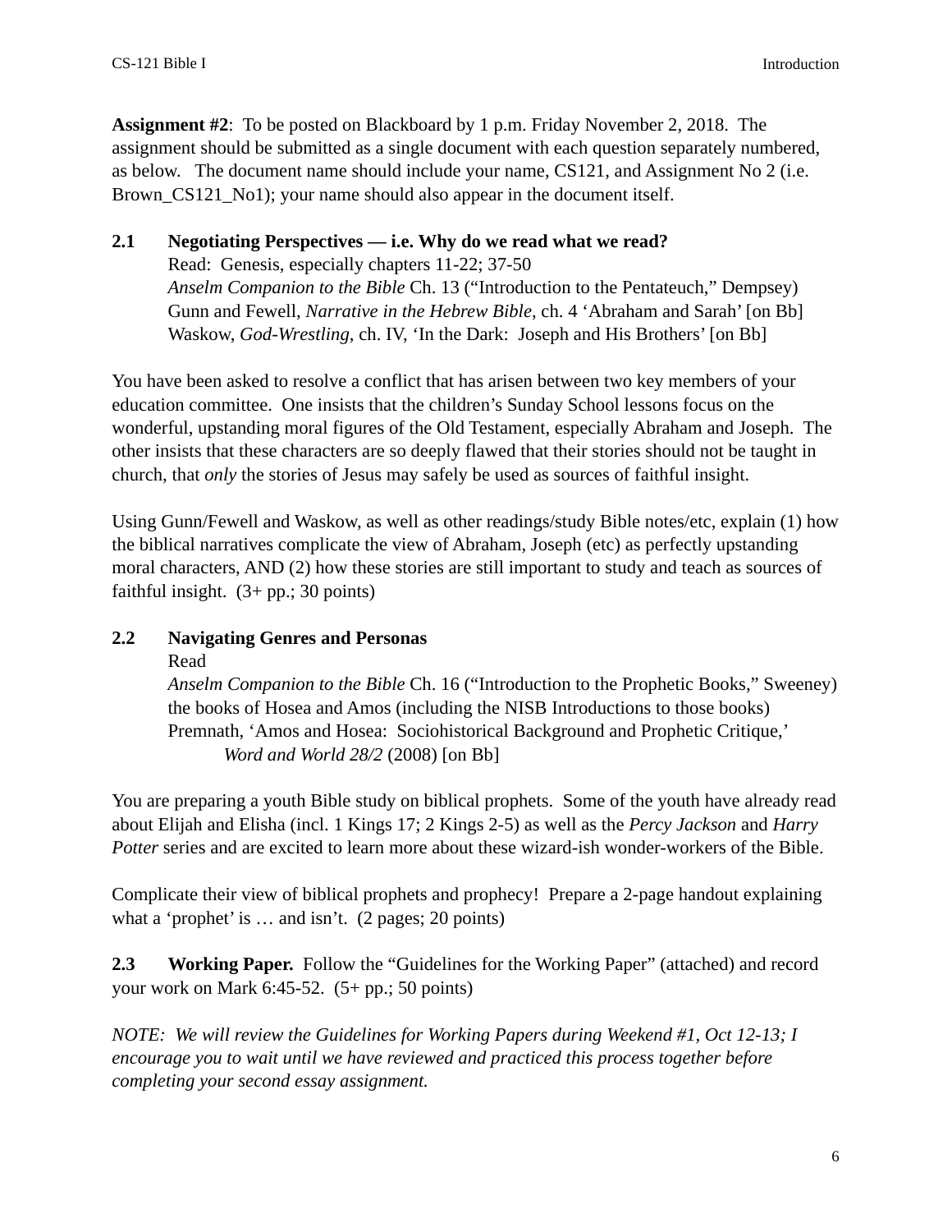**Assignment #2**: To be posted on Blackboard by 1 p.m. Friday November 2, 2018. The assignment should be submitted as a single document with each question separately numbered, as below. The document name should include your name, CS121, and Assignment No 2 (i.e. Brown_CS121_No1); your name should also appear in the document itself.

**2.1 Negotiating Perspectives — i.e. Why do we read what we read?**

Read: Genesis, especially chapters 11-22; 37-50
*Anselm Companion to the Bible* Ch. 13 ("Introduction to the Pentateuch," Dempsey)
Gunn and Fewell, *Narrative in the Hebrew Bible*, ch. 4 'Abraham and Sarah' [on Bb]
Waskow, *God-Wrestling*, ch. IV, 'In the Dark: Joseph and His Brothers' [on Bb]

You have been asked to resolve a conflict that has arisen between two key members of your education committee. One insists that the children's Sunday School lessons focus on the wonderful, upstanding moral figures of the Old Testament, especially Abraham and Joseph. The other insists that these characters are so deeply flawed that their stories should not be taught in church, that *only* the stories of Jesus may safely be used as sources of faithful insight.

Using Gunn/Fewell and Waskow, as well as other readings/study Bible notes/etc, explain (1) how the biblical narratives complicate the view of Abraham, Joseph (etc) as perfectly upstanding moral characters, AND (2) how these stories are still important to study and teach as sources of faithful insight. (3+ pp.; 30 points)

**2.2 Navigating Genres and Personas**

Read
*Anselm Companion to the Bible* Ch. 16 ("Introduction to the Prophetic Books," Sweeney)
the books of Hosea and Amos (including the NISB Introductions to those books)
Premnath, 'Amos and Hosea: Sociohistorical Background and Prophetic Critique,' *Word and World 28/2* (2008) [on Bb]

You are preparing a youth Bible study on biblical prophets. Some of the youth have already read about Elijah and Elisha (incl. 1 Kings 17; 2 Kings 2-5) as well as the *Percy Jackson* and *Harry Potter* series and are excited to learn more about these wizard-ish wonder-workers of the Bible.

Complicate their view of biblical prophets and prophecy! Prepare a 2-page handout explaining what a 'prophet' is … and isn't. (2 pages; 20 points)

**2.3 Working Paper.** Follow the "Guidelines for the Working Paper" (attached) and record your work on Mark 6:45-52. (5+ pp.; 50 points)

*NOTE: We will review the Guidelines for Working Papers during Weekend #1, Oct 12-13; I encourage you to wait until we have reviewed and practiced this process together before completing your second essay assignment.*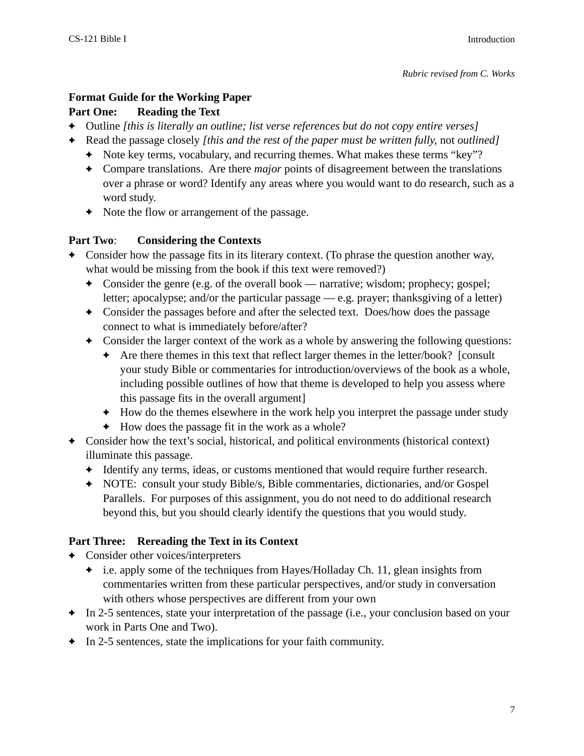*Rubric revised from C. Works*

**Format Guide for the Working Paper**

**Part One: Reading the Text**

- Outline *[this is literally an outline; list verse references but do not copy entire verses]*
- Read the passage closely *[this and the rest of the paper must be written fully,* not *outlined]*
  - Note key terms, vocabulary, and recurring themes. What makes these terms "key"?
  - Compare translations. Are there *major* points of disagreement between the translations over a phrase or word? Identify any areas where you would want to do research, such as a word study.
  - Note the flow or arrangement of the passage.

**Part Two: Considering the Contexts**

- Consider how the passage fits in its literary context. (To phrase the question another way, what would be missing from the book if this text were removed?)
  - Consider the genre (e.g. of the overall book — narrative; wisdom; prophecy; gospel; letter; apocalypse; and/or the particular passage — e.g. prayer; thanksgiving of a letter)
  - Consider the passages before and after the selected text. Does/how does the passage connect to what is immediately before/after?
  - Consider the larger context of the work as a whole by answering the following questions:
    - Are there themes in this text that reflect larger themes in the letter/book? [consult your study Bible or commentaries for introduction/overviews of the book as a whole, including possible outlines of how that theme is developed to help you assess where this passage fits in the overall argument]
    - How do the themes elsewhere in the work help you interpret the passage under study
    - How does the passage fit in the work as a whole?
- Consider how the text's social, historical, and political environments (historical context) illuminate this passage.
  - Identify any terms, ideas, or customs mentioned that would require further research.
  - NOTE: consult your study Bible/s, Bible commentaries, dictionaries, and/or Gospel Parallels. For purposes of this assignment, you do not need to do additional research beyond this, but you should clearly identify the questions that you would study.

**Part Three: Rereading the Text in its Context**

- Consider other voices/interpreters
  - i.e. apply some of the techniques from Hayes/Holladay Ch. 11, glean insights from commentaries written from these particular perspectives, and/or study in conversation with others whose perspectives are different from your own
- In 2-5 sentences, state your interpretation of the passage (i.e., your conclusion based on your work in Parts One and Two).
- In 2-5 sentences, state the implications for your faith community.